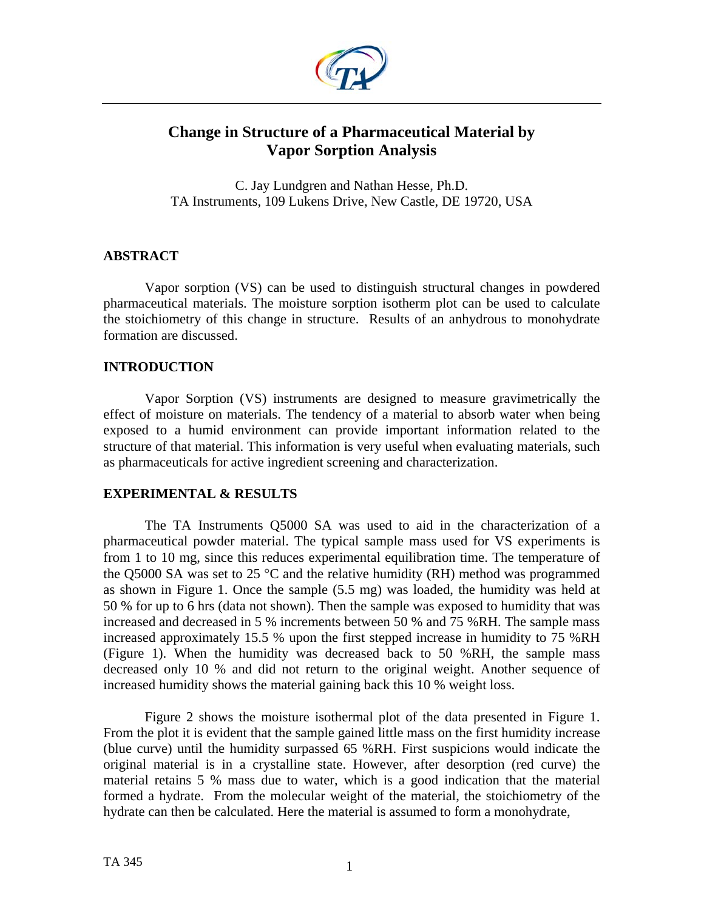# Change in Structure of a Pharmaceutical Material by Vapor Sorption Analysis

C. Jay Lundgren and Nathan Hesse, Ph.D.
TA Instruments, 109 Lukens Drive, New Castle, DE 19720, USA

## ABSTRACT

Vapor sorption (VS) can be used to distinguish structural changes in powdered pharmaceutical materials. The moisture sorption isotherm plot can be used to calculate the stoichiometry of this change in structure. Results of an anhydrous to monohydrate formation are discussed.

## INTRODUCTION

Vapor Sorption (VS) instruments are designed to measure gravimetrically the effect of moisture on materials. The tendency of a material to absorb water when being exposed to a humid environment can provide important information related to the structure of that material. This information is very useful when evaluating materials, such as pharmaceuticals for active ingredient screening and characterization.

## EXPERIMENTAL & RESULTS

The TA Instruments Q5000 SA was used to aid in the characterization of a pharmaceutical powder material. The typical sample mass used for VS experiments is from 1 to 10 mg, since this reduces experimental equilibration time. The temperature of the Q5000 SA was set to 25 °C and the relative humidity (RH) method was programmed as shown in Figure 1. Once the sample (5.5 mg) was loaded, the humidity was held at 50 % for up to 6 hrs (data not shown). Then the sample was exposed to humidity that was increased and decreased in 5 % increments between 50 % and 75 %RH. The sample mass increased approximately 15.5 % upon the first stepped increase in humidity to 75 %RH (Figure 1). When the humidity was decreased back to 50 %RH, the sample mass decreased only 10 % and did not return to the original weight. Another sequence of increased humidity shows the material gaining back this 10 % weight loss.

Figure 2 shows the moisture isothermal plot of the data presented in Figure 1. From the plot it is evident that the sample gained little mass on the first humidity increase (blue curve) until the humidity surpassed 65 %RH. First suspicions would indicate the original material is in a crystalline state. However, after desorption (red curve) the material retains 5 % mass due to water, which is a good indication that the material formed a hydrate. From the molecular weight of the material, the stoichiometry of the hydrate can then be calculated. Here the material is assumed to form a monohydrate,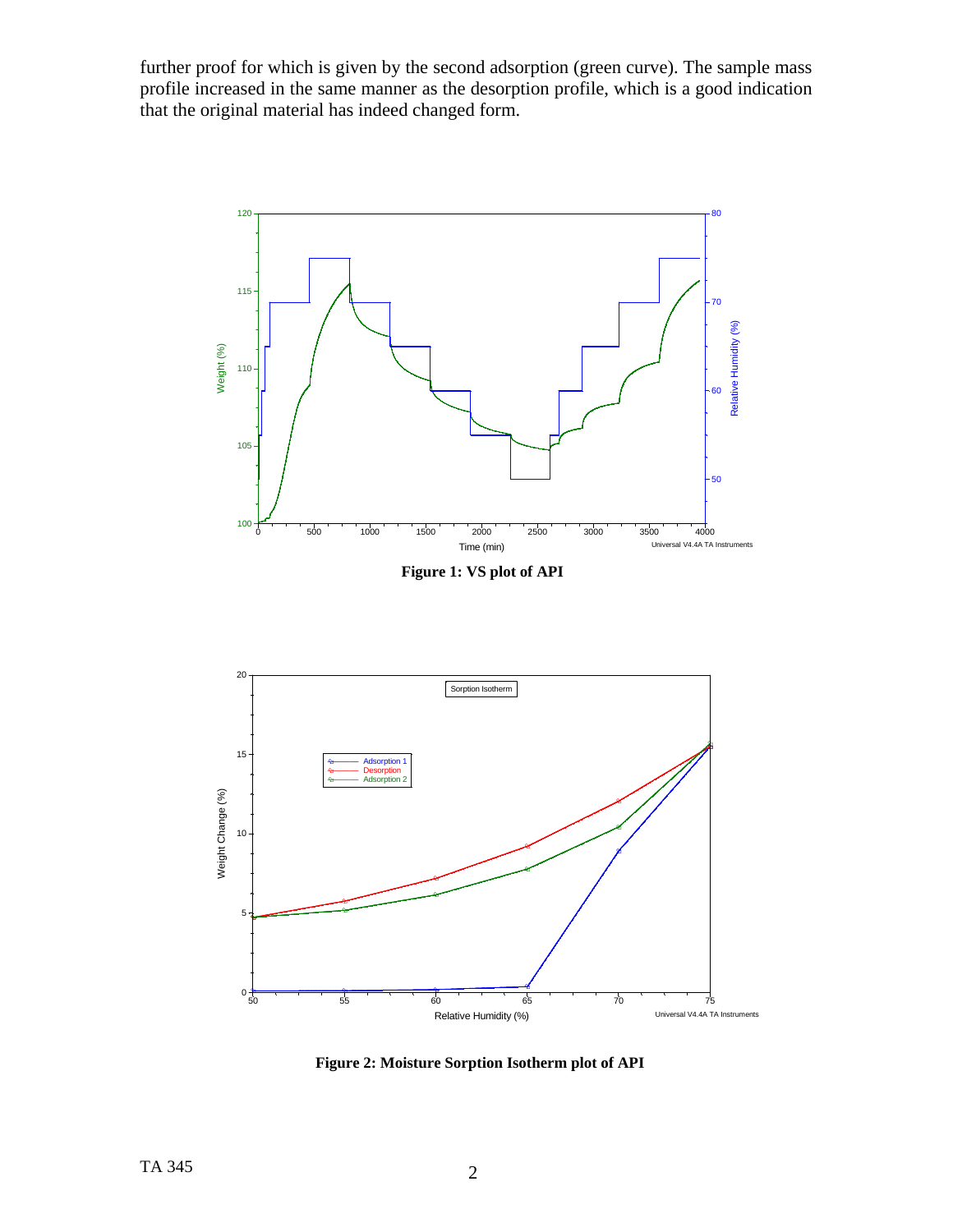further proof for which is given by the second adsorption (green curve). The sample mass profile increased in the same manner as the desorption profile, which is a good indication that the original material has indeed changed form.

**Figure 1: VS plot of API**

**Figure 2: Moisture Sorption Isotherm plot of API**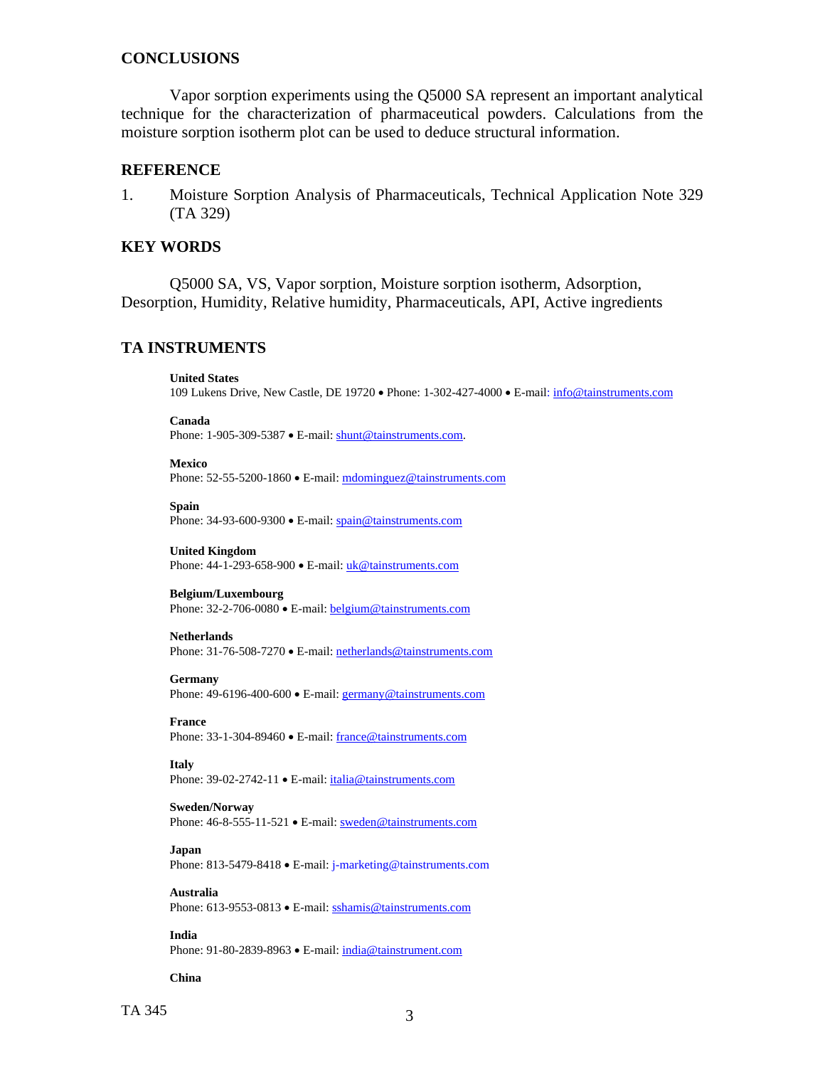## CONCLUSIONS

Vapor sorption experiments using the Q5000 SA represent an important analytical technique for the characterization of pharmaceutical powders. Calculations from the moisture sorption isotherm plot can be used to deduce structural information.

## REFERENCE

1. Moisture Sorption Analysis of Pharmaceuticals, Technical Application Note 329 (TA 329)

## KEY WORDS

Q5000 SA, VS, Vapor sorption, Moisture sorption isotherm, Adsorption, Desorption, Humidity, Relative humidity, Pharmaceuticals, API, Active ingredients

## TA INSTRUMENTS

**United States**
109 Lukens Drive, New Castle, DE 19720 • Phone: 1-302-427-4000 • E-mail: info@tainstruments.com

**Canada**
Phone: 1-905-309-5387 • E-mail: shunt@tainstruments.com.

**Mexico**
Phone: 52-55-5200-1860 • E-mail: mdominguez@tainstruments.com

**Spain**
Phone: 34-93-600-9300 • E-mail: spain@tainstruments.com

**United Kingdom**
Phone: 44-1-293-658-900 • E-mail: uk@tainstruments.com

**Belgium/Luxembourg**
Phone: 32-2-706-0080 • E-mail: belgium@tainstruments.com

**Netherlands**
Phone: 31-76-508-7270 • E-mail: netherlands@tainstruments.com

**Germany**
Phone: 49-6196-400-600 • E-mail: germany@tainstruments.com

**France**
Phone: 33-1-304-89460 • E-mail: france@tainstruments.com

**Italy**
Phone: 39-02-2742-11 • E-mail: italia@tainstruments.com

**Sweden/Norway**
Phone: 46-8-555-11-521 • E-mail: sweden@tainstruments.com

**Japan**
Phone: 813-5479-8418 • E-mail: j-marketing@tainstruments.com

**Australia**
Phone: 613-9553-0813 • E-mail: sshamis@tainstruments.com

**India**
Phone: 91-80-2839-8963 • E-mail: india@tainstrument.com

**China**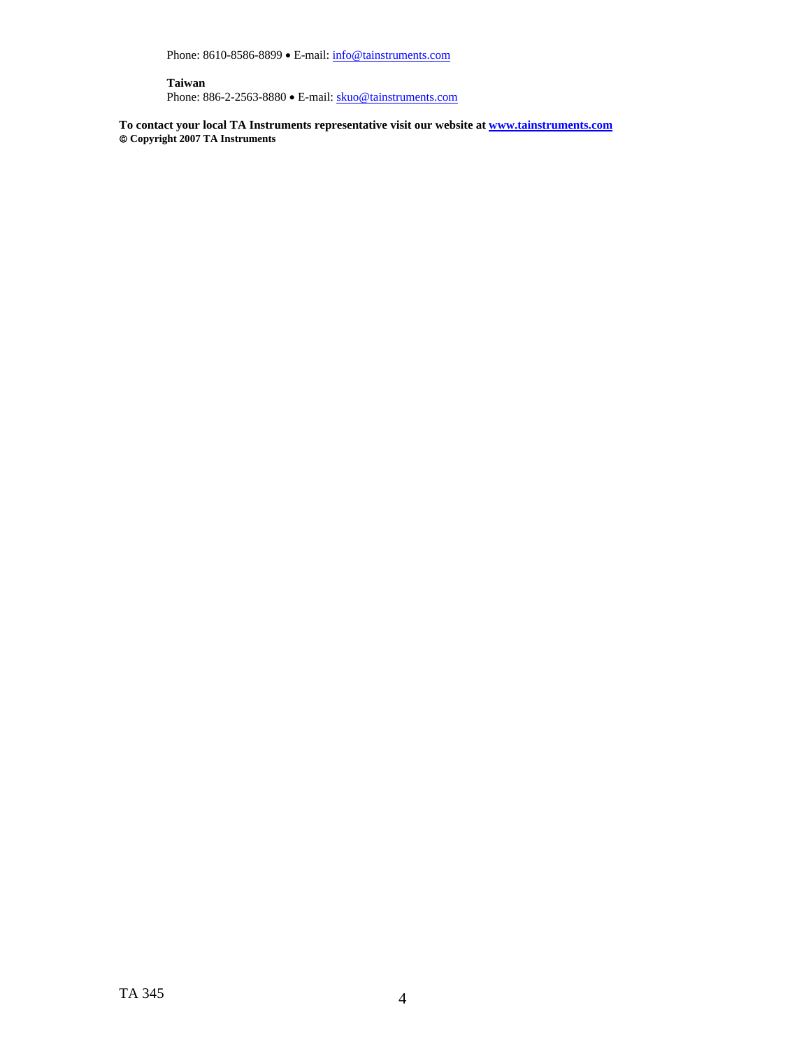Phone: 8610-8586-8899 • E-mail: info@tainstruments.com

**Taiwan**
Phone: 886-2-2563-8880 • E-mail: skuo@tainstruments.com

**To contact your local TA Instruments representative visit our website at www.tainstruments.com**
**© Copyright 2007 TA Instruments**

TA 345